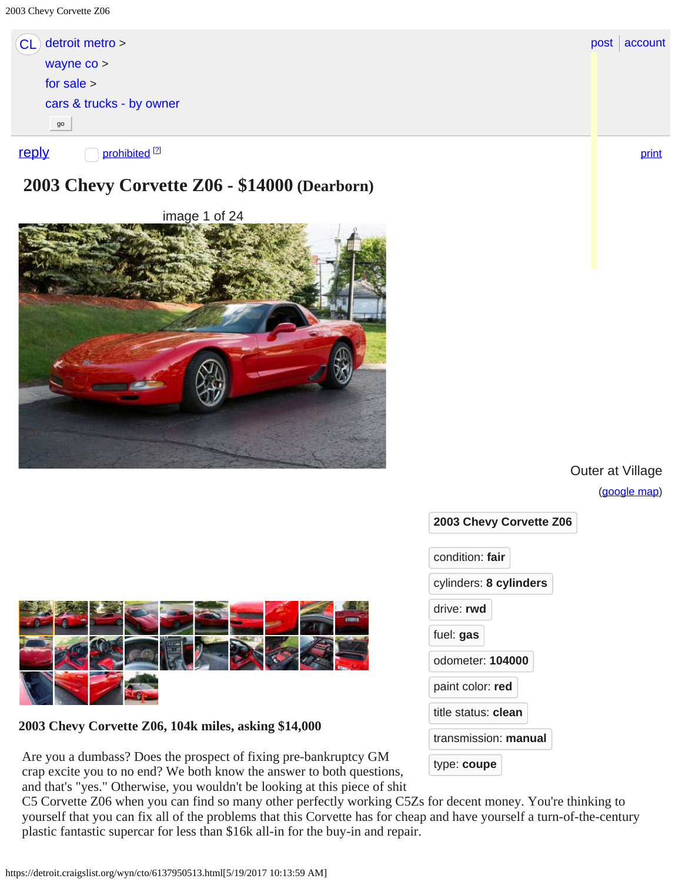CL detroit metro > wayne co > for sale > cars & trucks - by owner

post | account

reply | prohibited [?] | print

# 2003 Chevy Corvette Z06 - $14000 (Dearborn)

image 1 of 24

Outer at Village

(google map)

**2003 Chevy Corvette Z06**

condition: **fair**

cylinders: **8 cylinders**

drive: **rwd**

fuel: **gas**

odometer: **104000**

paint color: **red**

title status: **clean**

transmission: **manual**

type: **coupe**

**2003 Chevy Corvette Z06, 104k miles, asking $14,000**

Are you a dumbass? Does the prospect of fixing pre-bankruptcy GM crap excite you to no end? We both know the answer to both questions, and that's "yes." Otherwise, you wouldn't be looking at this piece of shit C5 Corvette Z06 when you can find so many other perfectly working C5Zs for decent money. You're thinking to yourself that you can fix all of the problems that this Corvette has for cheap and have yourself a turn-of-the-century plastic fantastic supercar for less than $16k all-in for the buy-in and repair.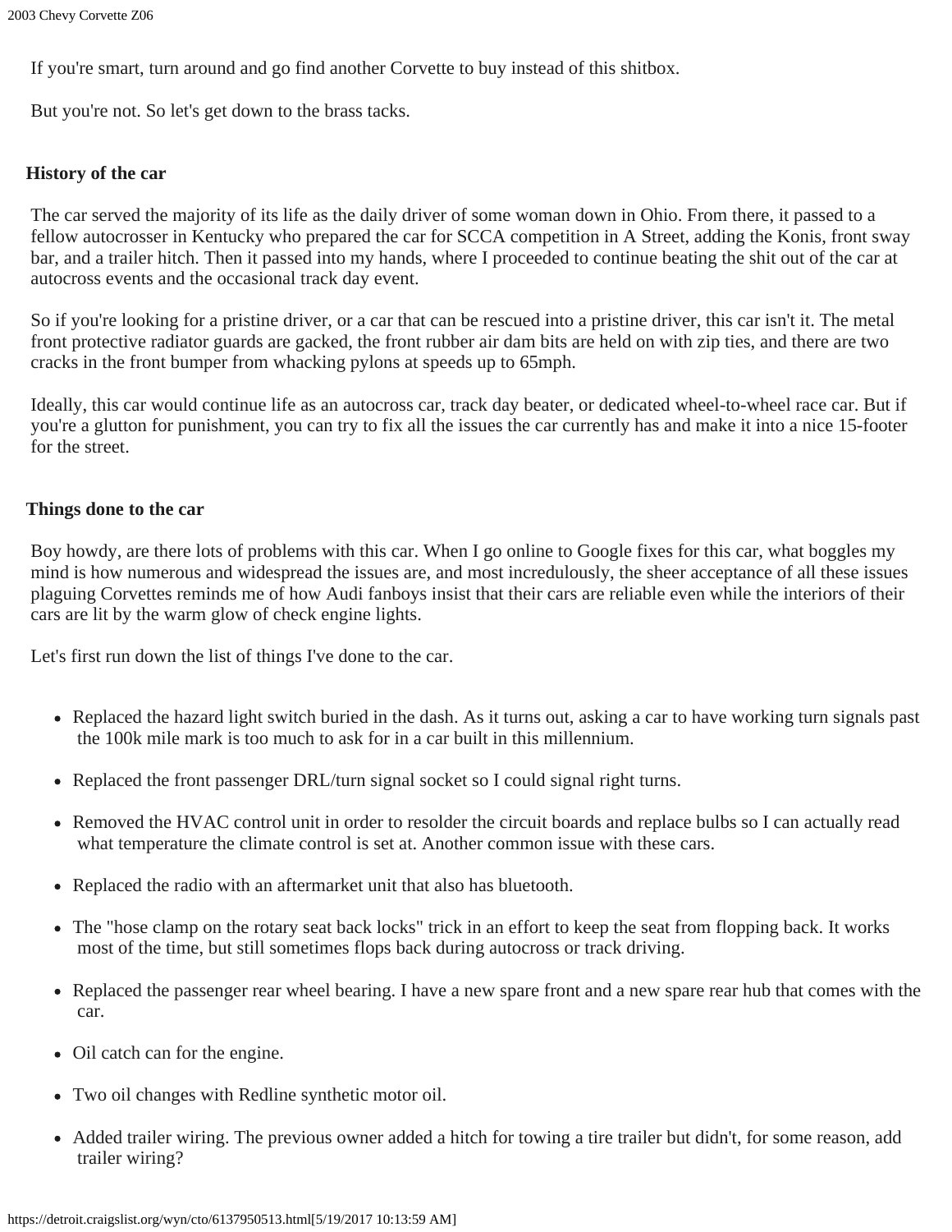If you're smart, turn around and go find another Corvette to buy instead of this shitbox.

But you're not. So let's get down to the brass tacks.

## History of the car

The car served the majority of its life as the daily driver of some woman down in Ohio. From there, it passed to a fellow autocrosser in Kentucky who prepared the car for SCCA competition in A Street, adding the Konis, front sway bar, and a trailer hitch. Then it passed into my hands, where I proceeded to continue beating the shit out of the car at autocross events and the occasional track day event.

So if you're looking for a pristine driver, or a car that can be rescued into a pristine driver, this car isn't it. The metal front protective radiator guards are gacked, the front rubber air dam bits are held on with zip ties, and there are two cracks in the front bumper from whacking pylons at speeds up to 65mph.

Ideally, this car would continue life as an autocross car, track day beater, or dedicated wheel-to-wheel race car. But if you're a glutton for punishment, you can try to fix all the issues the car currently has and make it into a nice 15-footer for the street.

## Things done to the car

Boy howdy, are there lots of problems with this car. When I go online to Google fixes for this car, what boggles my mind is how numerous and widespread the issues are, and most incredulously, the sheer acceptance of all these issues plaguing Corvettes reminds me of how Audi fanboys insist that their cars are reliable even while the interiors of their cars are lit by the warm glow of check engine lights.

Let's first run down the list of things I've done to the car.

- Replaced the hazard light switch buried in the dash. As it turns out, asking a car to have working turn signals past the 100k mile mark is too much to ask for in a car built in this millennium.
- Replaced the front passenger DRL/turn signal socket so I could signal right turns.
- Removed the HVAC control unit in order to resolder the circuit boards and replace bulbs so I can actually read what temperature the climate control is set at. Another common issue with these cars.
- Replaced the radio with an aftermarket unit that also has bluetooth.
- The "hose clamp on the rotary seat back locks" trick in an effort to keep the seat from flopping back. It works most of the time, but still sometimes flops back during autocross or track driving.
- Replaced the passenger rear wheel bearing. I have a new spare front and a new spare rear hub that comes with the car.
- Oil catch can for the engine.
- Two oil changes with Redline synthetic motor oil.
- Added trailer wiring. The previous owner added a hitch for towing a tire trailer but didn't, for some reason, add trailer wiring?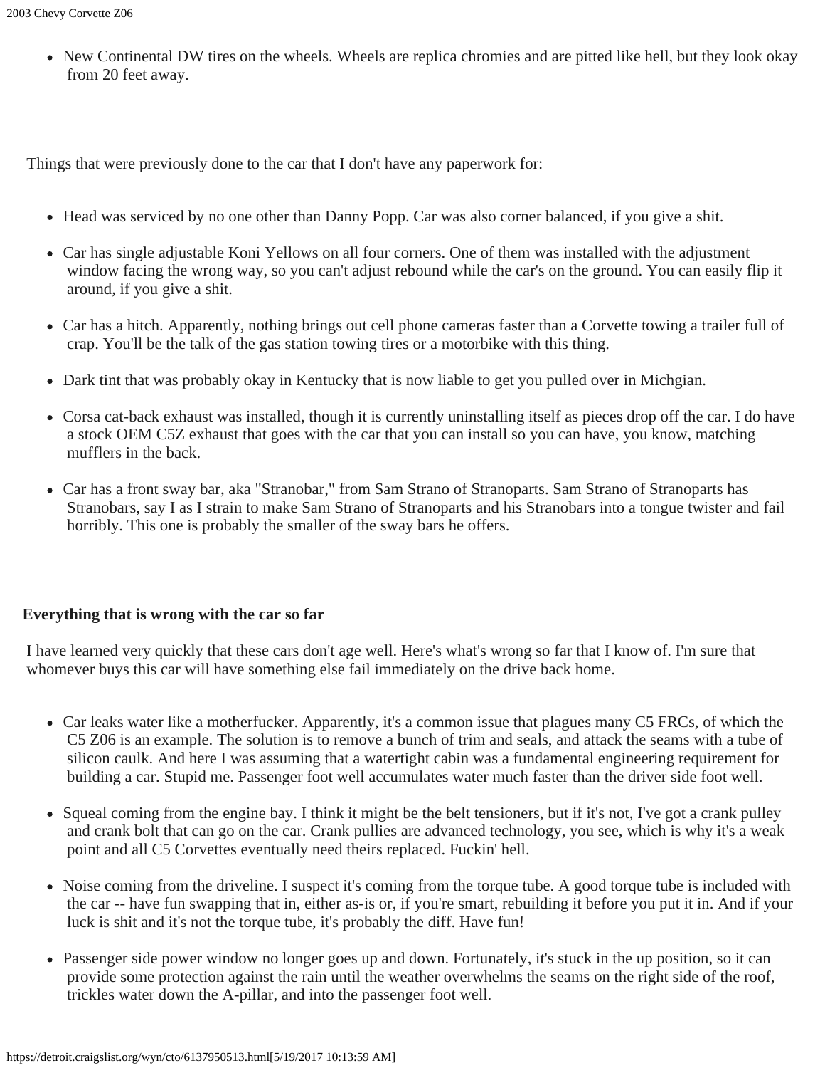- New Continental DW tires on the wheels. Wheels are replica chromies and are pitted like hell, but they look okay from 20 feet away.

Things that were previously done to the car that I don't have any paperwork for:

- Head was serviced by no one other than Danny Popp. Car was also corner balanced, if you give a shit.
- Car has single adjustable Koni Yellows on all four corners. One of them was installed with the adjustment window facing the wrong way, so you can't adjust rebound while the car's on the ground. You can easily flip it around, if you give a shit.
- Car has a hitch. Apparently, nothing brings out cell phone cameras faster than a Corvette towing a trailer full of crap. You'll be the talk of the gas station towing tires or a motorbike with this thing.
- Dark tint that was probably okay in Kentucky that is now liable to get you pulled over in Michgian.
- Corsa cat-back exhaust was installed, though it is currently uninstalling itself as pieces drop off the car. I do have a stock OEM C5Z exhaust that goes with the car that you can install so you can have, you know, matching mufflers in the back.
- Car has a front sway bar, aka "Stranobar," from Sam Strano of Stranoparts. Sam Strano of Stranoparts has Stranobars, say I as I strain to make Sam Strano of Stranoparts and his Stranobars into a tongue twister and fail horribly. This one is probably the smaller of the sway bars he offers.

**Everything that is wrong with the car so far**

I have learned very quickly that these cars don't age well. Here's what's wrong so far that I know of. I'm sure that whomever buys this car will have something else fail immediately on the drive back home.

- Car leaks water like a motherfucker. Apparently, it's a common issue that plagues many C5 FRCs, of which the C5 Z06 is an example. The solution is to remove a bunch of trim and seals, and attack the seams with a tube of silicon caulk. And here I was assuming that a watertight cabin was a fundamental engineering requirement for building a car. Stupid me. Passenger foot well accumulates water much faster than the driver side foot well.
- Squeal coming from the engine bay. I think it might be the belt tensioners, but if it's not, I've got a crank pulley and crank bolt that can go on the car. Crank pullies are advanced technology, you see, which is why it's a weak point and all C5 Corvettes eventually need theirs replaced. Fuckin' hell.
- Noise coming from the driveline. I suspect it's coming from the torque tube. A good torque tube is included with the car -- have fun swapping that in, either as-is or, if you're smart, rebuilding it before you put it in. And if your luck is shit and it's not the torque tube, it's probably the diff. Have fun!
- Passenger side power window no longer goes up and down. Fortunately, it's stuck in the up position, so it can provide some protection against the rain until the weather overwhelms the seams on the right side of the roof, trickles water down the A-pillar, and into the passenger foot well.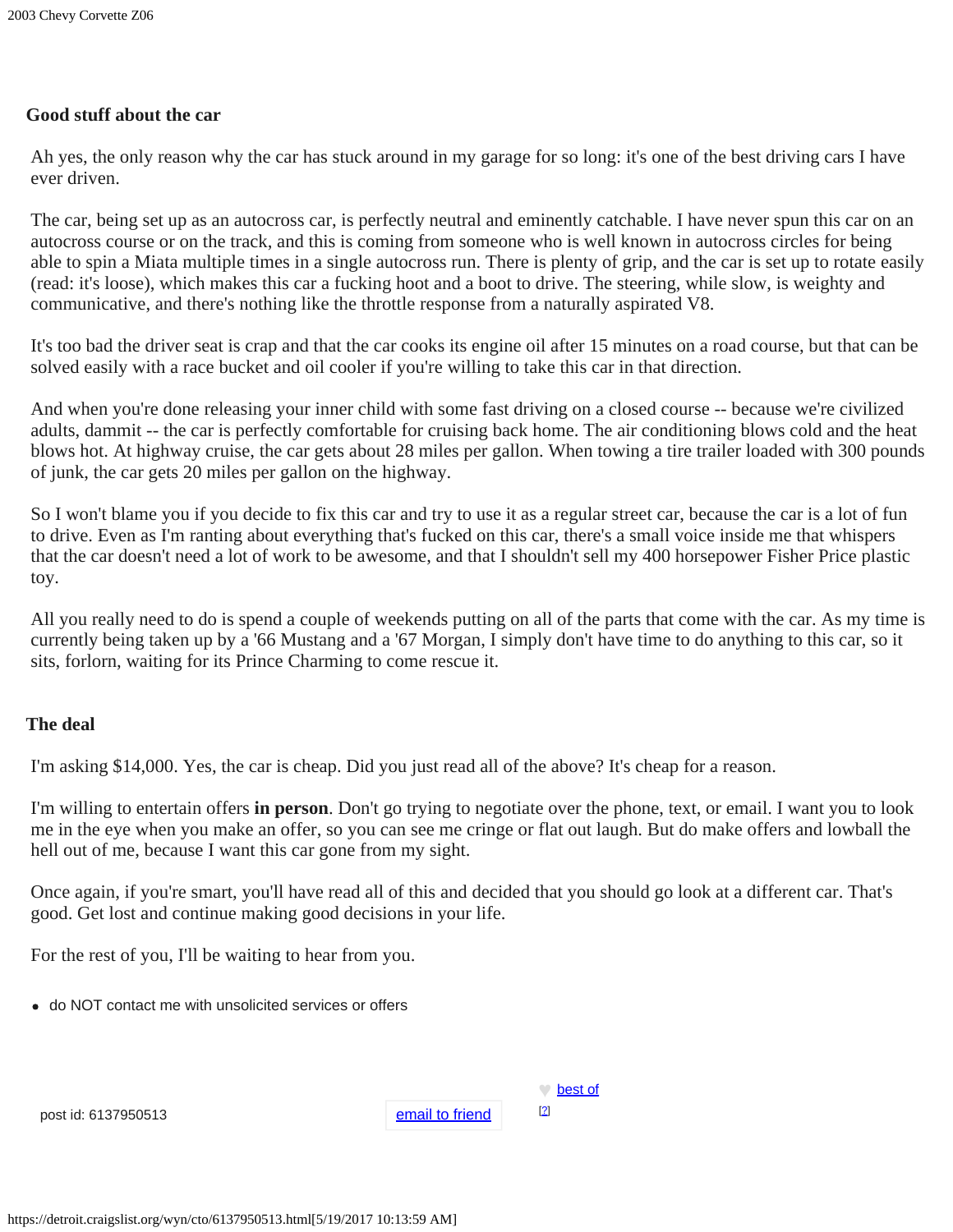## Good stuff about the car

Ah yes, the only reason why the car has stuck around in my garage for so long: it's one of the best driving cars I have ever driven.

The car, being set up as an autocross car, is perfectly neutral and eminently catchable. I have never spun this car on an autocross course or on the track, and this is coming from someone who is well known in autocross circles for being able to spin a Miata multiple times in a single autocross run. There is plenty of grip, and the car is set up to rotate easily (read: it's loose), which makes this car a fucking hoot and a boot to drive. The steering, while slow, is weighty and communicative, and there's nothing like the throttle response from a naturally aspirated V8.

It's too bad the driver seat is crap and that the car cooks its engine oil after 15 minutes on a road course, but that can be solved easily with a race bucket and oil cooler if you're willing to take this car in that direction.

And when you're done releasing your inner child with some fast driving on a closed course -- because we're civilized adults, dammit -- the car is perfectly comfortable for cruising back home. The air conditioning blows cold and the heat blows hot. At highway cruise, the car gets about 28 miles per gallon. When towing a tire trailer loaded with 300 pounds of junk, the car gets 20 miles per gallon on the highway.

So I won't blame you if you decide to fix this car and try to use it as a regular street car, because the car is a lot of fun to drive. Even as I'm ranting about everything that's fucked on this car, there's a small voice inside me that whispers that the car doesn't need a lot of work to be awesome, and that I shouldn't sell my 400 horsepower Fisher Price plastic toy.

All you really need to do is spend a couple of weekends putting on all of the parts that come with the car. As my time is currently being taken up by a '66 Mustang and a '67 Morgan, I simply don't have time to do anything to this car, so it sits, forlorn, waiting for its Prince Charming to come rescue it.

## The deal

I'm asking $14,000. Yes, the car is cheap. Did you just read all of the above? It's cheap for a reason.

I'm willing to entertain offers **in person**. Don't go trying to negotiate over the phone, text, or email. I want you to look me in the eye when you make an offer, so you can see me cringe or flat out laugh. But do make offers and lowball the hell out of me, because I want this car gone from my sight.

Once again, if you're smart, you'll have read all of this and decided that you should go look at a different car. That's good. Get lost and continue making good decisions in your life.

For the rest of you, I'll be waiting to hear from you.

- do NOT contact me with unsolicited services or offers

post id: 6137950513

email to friend

best of [?]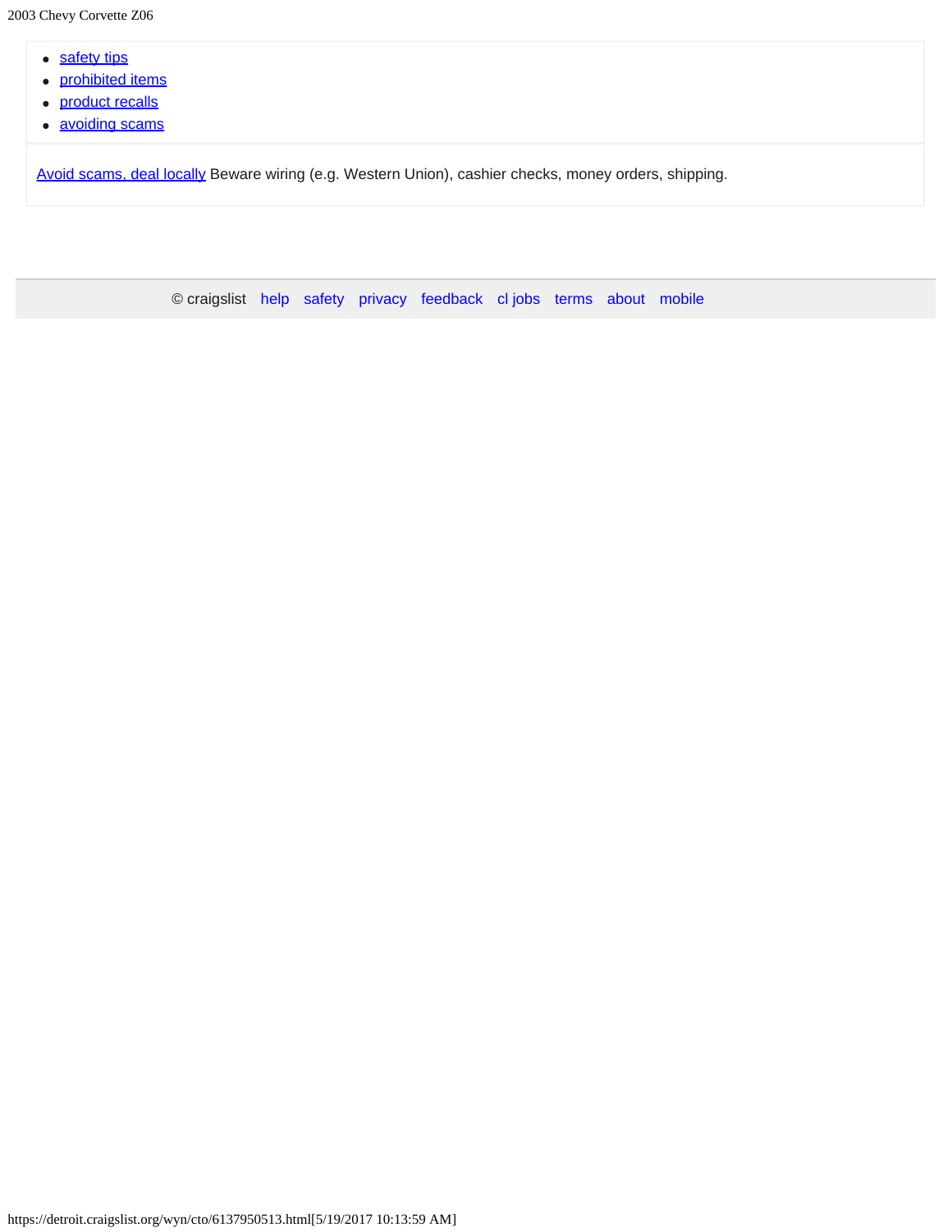- safety tips
- prohibited items
- product recalls
- avoiding scams

Avoid scams, deal locally Beware wiring (e.g. Western Union), cashier checks, money orders, shipping.

© craigslist help safety privacy feedback cl jobs terms about mobile